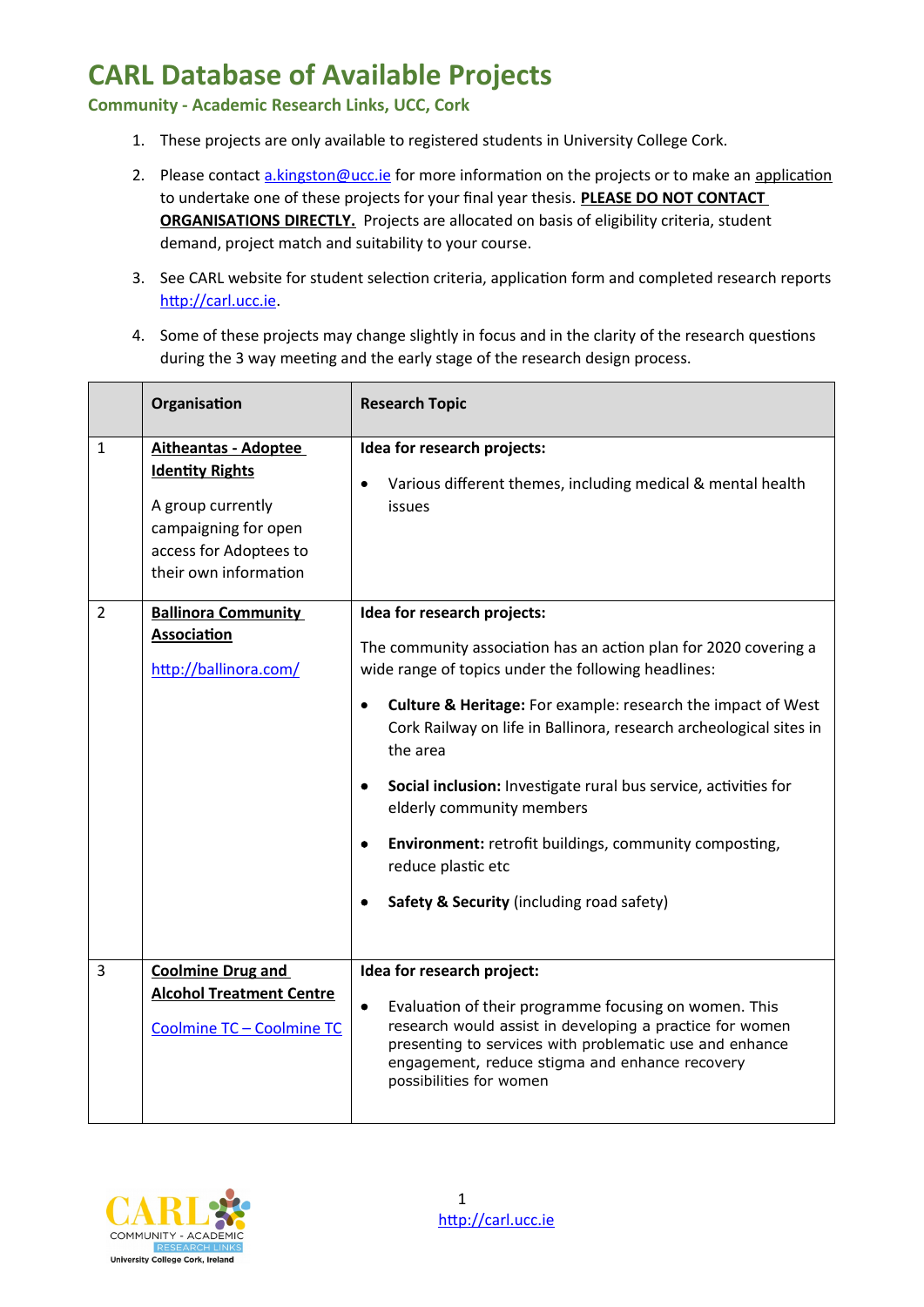# CARL Database of Available Projects

### Community - Academic Research Links, UCC, Cork

1. These projects are only available to registered students in University College Cork.
2. Please contact a.kingston@ucc.ie for more information on the projects or to make an application to undertake one of these projects for your final year thesis. **PLEASE DO NOT CONTACT ORGANISATIONS DIRECTLY.** Projects are allocated on basis of eligibility criteria, student demand, project match and suitability to your course.
3. See CARL website for student selection criteria, application form and completed research reports http://carl.ucc.ie.
4. Some of these projects may change slightly in focus and in the clarity of the research questions during the 3 way meeting and the early stage of the research design process.

| | Organisation | Research Topic |
|---|---|---|
| 1 | **Aitheantas - Adoptee Identity Rights**<br><br>A group currently campaigning for open access for Adoptees to their own information | **Idea for research projects:**<br><br>• Various different themes, including medical & mental health issues |
| 2 | **Ballinora Community Association**<br><br>http://ballinora.com/ | **Idea for research projects:**<br><br>The community association has an action plan for 2020 covering a wide range of topics under the following headlines:<br><br>• **Culture & Heritage:** For example: research the impact of West Cork Railway on life in Ballinora, research archeological sites in the area<br><br>• **Social inclusion:** Investigate rural bus service, activities for elderly community members<br><br>• **Environment:** retrofit buildings, community composting, reduce plastic etc<br><br>• **Safety & Security** (including road safety) |
| 3 | **Coolmine Drug and Alcohol Treatment Centre**<br><br>Coolmine TC – Coolmine TC | **Idea for research project:**<br><br>• Evaluation of their programme focusing on women. This research would assist in developing a practice for women presenting to services with problematic use and enhance engagement, reduce stigma and enhance recovery possibilities for women |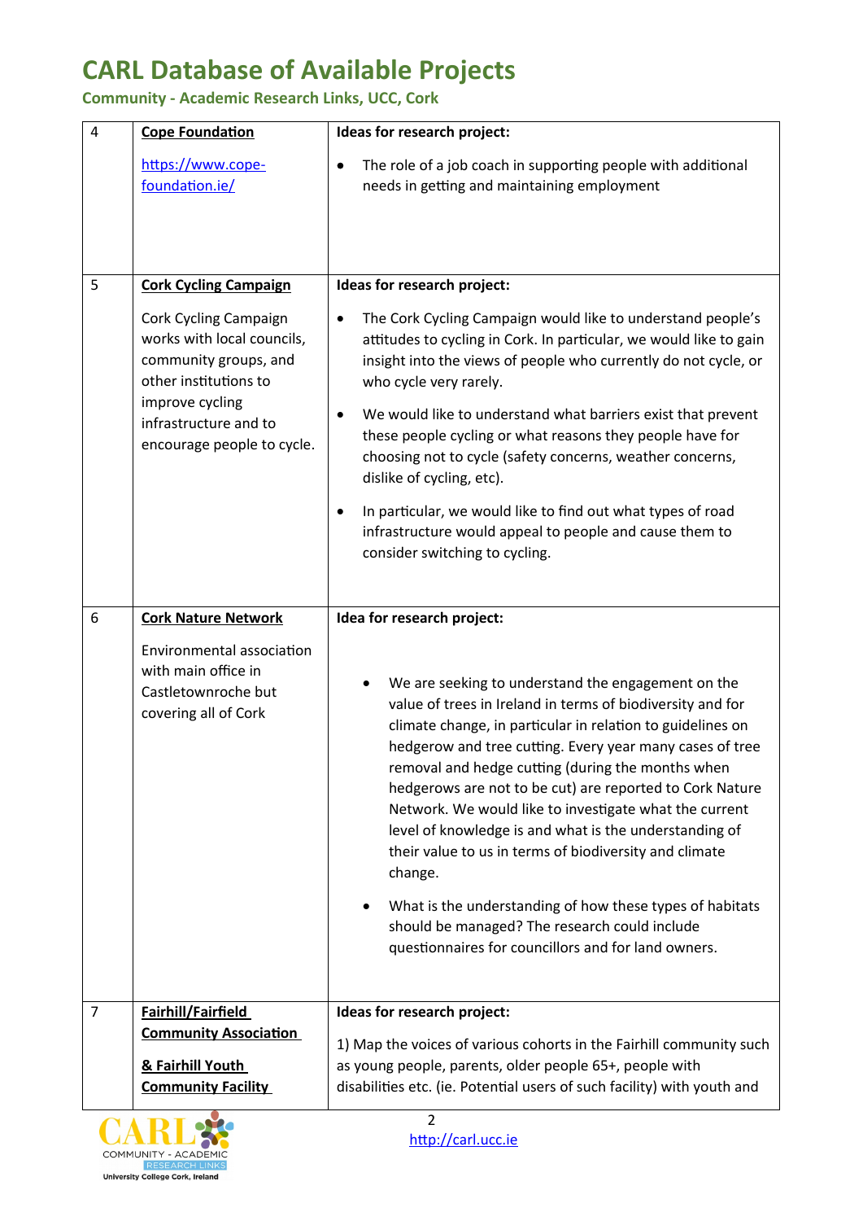# CARL Database of Available Projects

**Community - Academic Research Links, UCC, Cork**

| | | |
|---|---|---|
| 4 | **Cope Foundation**<br><br>https://www.cope-foundation.ie/ | **Ideas for research project:**<br><br>• The role of a job coach in supporting people with additional needs in getting and maintaining employment |
| 5 | **Cork Cycling Campaign**<br><br>Cork Cycling Campaign works with local councils, community groups, and other institutions to improve cycling infrastructure and to encourage people to cycle. | **Ideas for research project:**<br><br>• The Cork Cycling Campaign would like to understand people's attitudes to cycling in Cork. In particular, we would like to gain insight into the views of people who currently do not cycle, or who cycle very rarely.<br><br>• We would like to understand what barriers exist that prevent these people cycling or what reasons they people have for choosing not to cycle (safety concerns, weather concerns, dislike of cycling, etc).<br><br>• In particular, we would like to find out what types of road infrastructure would appeal to people and cause them to consider switching to cycling. |
| 6 | **Cork Nature Network**<br><br>Environmental association with main office in Castletownroche but covering all of Cork | **Idea for research project:**<br><br>• We are seeking to understand the engagement on the value of trees in Ireland in terms of biodiversity and for climate change, in particular in relation to guidelines on hedgerow and tree cutting. Every year many cases of tree removal and hedge cutting (during the months when hedgerows are not to be cut) are reported to Cork Nature Network. We would like to investigate what the current level of knowledge is and what is the understanding of their value to us in terms of biodiversity and climate change.<br><br>• What is the understanding of how these types of habitats should be managed? The research could include questionnaires for councillors and for land owners. |
| 7 | **Fairhill/Fairfield Community Association**<br><br>**& Fairhill Youth Community Facility** | **Ideas for research project:**<br><br>1) Map the voices of various cohorts in the Fairhill community such as young people, parents, older people 65+, people with disabilities etc. (ie. Potential users of such facility) with youth and |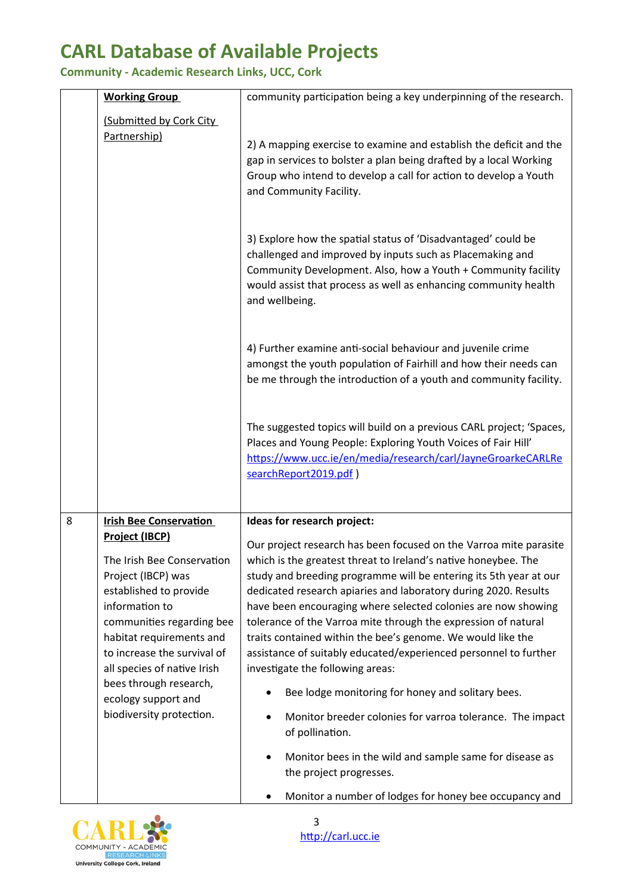# CARL Database of Available Projects

**Community - Academic Research Links, UCC, Cork**

| | | |
|---|---|---|
| | **Working Group** <br><br> (Submitted by Cork City Partnership) | community participation being a key underpinning of the research. <br><br> 2) A mapping exercise to examine and establish the deficit and the gap in services to bolster a plan being drafted by a local Working Group who intend to develop a call for action to develop a Youth and Community Facility. <br><br> 3) Explore how the spatial status of 'Disadvantaged' could be challenged and improved by inputs such as Placemaking and Community Development. Also, how a Youth + Community facility would assist that process as well as enhancing community health and wellbeing. <br><br> 4) Further examine anti-social behaviour and juvenile crime amongst the youth population of Fairhill and how their needs can be me through the introduction of a youth and community facility. <br><br> The suggested topics will build on a previous CARL project; 'Spaces, Places and Young People: Exploring Youth Voices of Fair Hill' https://www.ucc.ie/en/media/research/carl/JayneGroarkeCARLResearchReport2019.pdf ) |
| 8 | **Irish Bee Conservation Project (IBCP)** <br><br> The Irish Bee Conservation Project (IBCP) was established to provide information to communities regarding bee habitat requirements and to increase the survival of all species of native Irish bees through research, ecology support and biodiversity protection. | **Ideas for research project:** <br><br> Our project research has been focused on the Varroa mite parasite which is the greatest threat to Ireland's native honeybee. The study and breeding programme will be entering its 5th year at our dedicated research apiaries and laboratory during 2020. Results have been encouraging where selected colonies are now showing tolerance of the Varroa mite through the expression of natural traits contained within the bee's genome. We would like the assistance of suitably educated/experienced personnel to further investigate the following areas: <br><br> • Bee lodge monitoring for honey and solitary bees. <br> • Monitor breeder colonies for varroa tolerance. The impact of pollination. <br> • Monitor bees in the wild and sample same for disease as the project progresses. <br> • Monitor a number of lodges for honey bee occupancy and |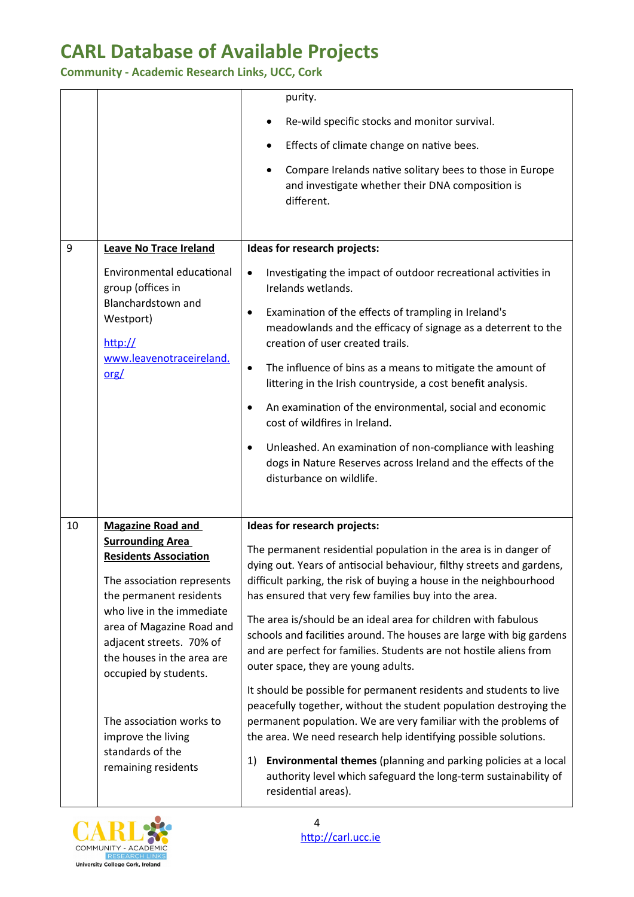| | | |
|---|---|---|
| | | purity.<br><br>• Re-wild specific stocks and monitor survival.<br><br>• Effects of climate change on native bees.<br><br>• Compare Irelands native solitary bees to those in Europe and investigate whether their DNA composition is different. |
| 9 | **Leave No Trace Ireland**<br><br>Environmental educational group (offices in Blanchardstown and Westport)<br><br>http://www.leavenotraceireland.org/ | **Ideas for research projects:**<br><br>• Investigating the impact of outdoor recreational activities in Irelands wetlands.<br><br>• Examination of the effects of trampling in Ireland's meadowlands and the efficacy of signage as a deterrent to the creation of user created trails.<br><br>• The influence of bins as a means to mitigate the amount of littering in the Irish countryside, a cost benefit analysis.<br><br>• An examination of the environmental, social and economic cost of wildfires in Ireland.<br><br>• Unleashed. An examination of non-compliance with leashing dogs in Nature Reserves across Ireland and the effects of the disturbance on wildlife. |
| 10 | **Magazine Road and Surrounding Area Residents Association**<br><br>The association represents the permanent residents who live in the immediate area of Magazine Road and adjacent streets. 70% of the houses in the area are occupied by students.<br><br>The association works to improve the living standards of the remaining residents | **Ideas for research projects:**<br><br>The permanent residential population in the area is in danger of dying out. Years of antisocial behaviour, filthy streets and gardens, difficult parking, the risk of buying a house in the neighbourhood has ensured that very few families buy into the area.<br><br>The area is/should be an ideal area for children with fabulous schools and facilities around. The houses are large with big gardens and are perfect for families. Students are not hostile aliens from outer space, they are young adults.<br><br>It should be possible for permanent residents and students to live peacefully together, without the student population destroying the permanent population. We are very familiar with the problems of the area. We need research help identifying possible solutions.<br><br>1) **Environmental themes** (planning and parking policies at a local authority level which safeguard the long-term sustainability of residential areas). |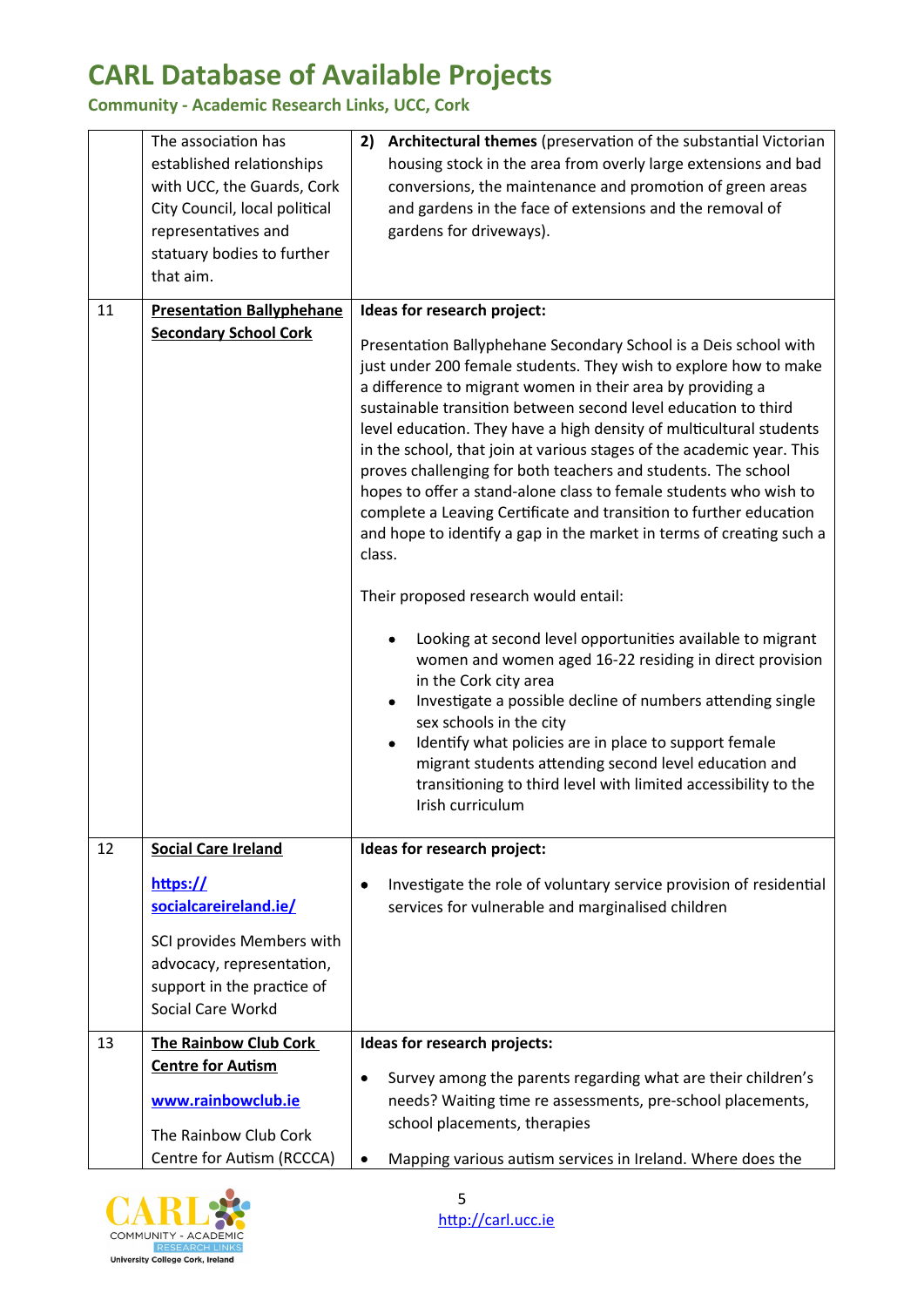# CARL Database of Available Projects

**Community - Academic Research Links, UCC, Cork**

| | | |
|---|---|---|
| | The association has established relationships with UCC, the Guards, Cork City Council, local political representatives and statuary bodies to further that aim. | **2) Architectural themes** (preservation of the substantial Victorian housing stock in the area from overly large extensions and bad conversions, the maintenance and promotion of green areas and gardens in the face of extensions and the removal of gardens for driveways). |
| 11 | **Presentation Ballyphehane Secondary School Cork** | **Ideas for research project:**<br><br>Presentation Ballyphehane Secondary School is a Deis school with just under 200 female students. They wish to explore how to make a difference to migrant women in their area by providing a sustainable transition between second level education to third level education. They have a high density of multicultural students in the school, that join at various stages of the academic year. This proves challenging for both teachers and students. The school hopes to offer a stand-alone class to female students who wish to complete a Leaving Certificate and transition to further education and hope to identify a gap in the market in terms of creating such a class.<br><br>Their proposed research would entail:<br><br>• Looking at second level opportunities available to migrant women and women aged 16-22 residing in direct provision in the Cork city area<br>• Investigate a possible decline of numbers attending single sex schools in the city<br>• Identify what policies are in place to support female migrant students attending second level education and transitioning to third level with limited accessibility to the Irish curriculum |
| 12 | **Social Care Ireland**<br><br>https://socialcareireland.ie/<br><br>SCI provides Members with advocacy, representation, support in the practice of Social Care Workd | **Ideas for research project:**<br><br>• Investigate the role of voluntary service provision of residential services for vulnerable and marginalised children |
| 13 | **The Rainbow Club Cork Centre for Autism**<br><br>www.rainbowclub.ie<br><br>The Rainbow Club Cork Centre for Autism (RCCCA) | **Ideas for research projects:**<br><br>• Survey among the parents regarding what are their children's needs? Waiting time re assessments, pre-school placements, school placements, therapies<br>• Mapping various autism services in Ireland. Where does the |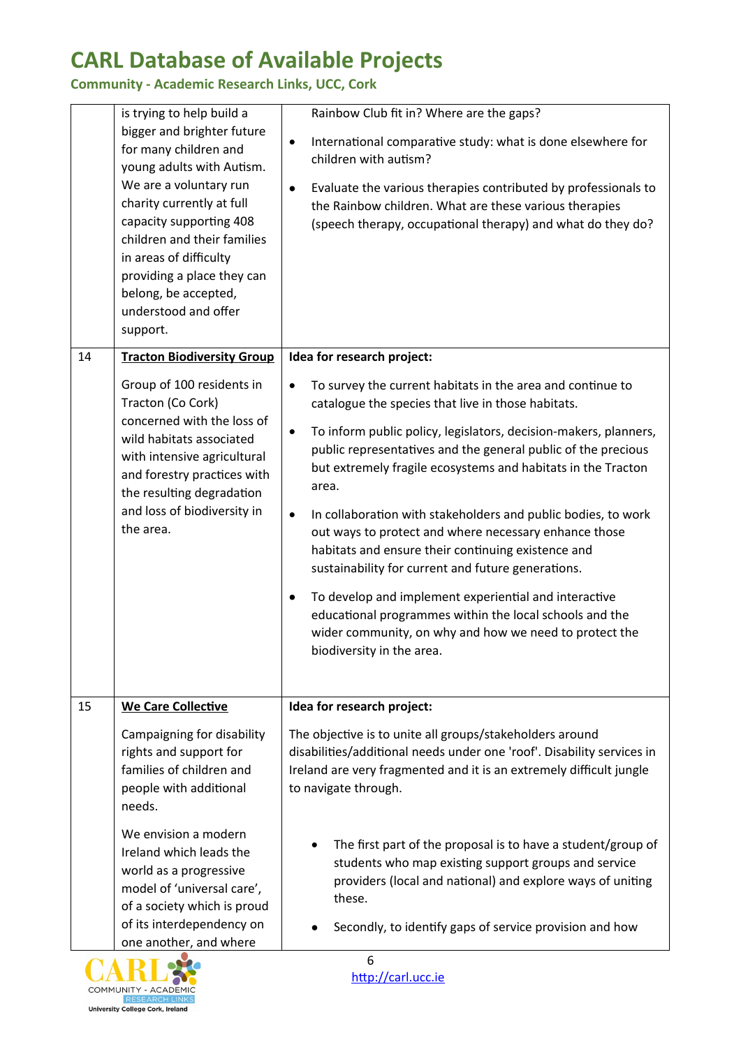| | | |
|---|---|---|
| | is trying to help build a bigger and brighter future for many children and young adults with Autism. We are a voluntary run charity currently at full capacity supporting 408 children and their families in areas of difficulty providing a place they can belong, be accepted, understood and offer support. | Rainbow Club fit in? Where are the gaps?<br><ul><li>International comparative study: what is done elsewhere for children with autism?</li><li>Evaluate the various therapies contributed by professionals to the Rainbow children. What are these various therapies (speech therapy, occupational therapy) and what do they do?</li></ul> |
| 14 | **Tracton Biodiversity Group**<br><br>Group of 100 residents in Tracton (Co Cork) concerned with the loss of wild habitats associated with intensive agricultural and forestry practices with the resulting degradation and loss of biodiversity in the area. | **Idea for research project:**<br><ul><li>To survey the current habitats in the area and continue to catalogue the species that live in those habitats.</li><li>To inform public policy, legislators, decision-makers, planners, public representatives and the general public of the precious but extremely fragile ecosystems and habitats in the Tracton area.</li><li>In collaboration with stakeholders and public bodies, to work out ways to protect and where necessary enhance those habitats and ensure their continuing existence and sustainability for current and future generations.</li><li>To develop and implement experiential and interactive educational programmes within the local schools and the wider community, on why and how we need to protect the biodiversity in the area.</li></ul> |
| 15 | **We Care Collective**<br><br>Campaigning for disability rights and support for families of children and people with additional needs.<br><br>We envision a modern Ireland which leads the world as a progressive model of 'universal care', of a society which is proud of its interdependency on one another, and where | **Idea for research project:**<br><br>The objective is to unite all groups/stakeholders around disabilities/additional needs under one 'roof'. Disability services in Ireland are very fragmented and it is an extremely difficult jungle to navigate through.<br><ul><li>The first part of the proposal is to have a student/group of students who map existing support groups and service providers (local and national) and explore ways of uniting these.</li><li>Secondly, to identify gaps of service provision and how</li></ul> |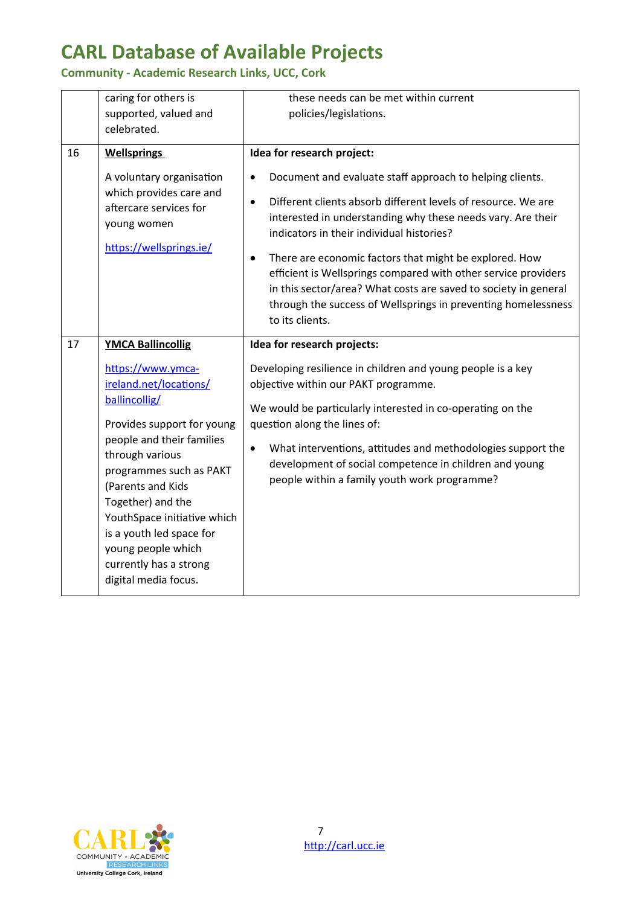| | | |
|---|---|---|
| | caring for others is supported, valued and celebrated. | these needs can be met within current policies/legislations. |
| 16 | **Wellsprings**<br><br>A voluntary organisation which provides care and aftercare services for young women<br><br>https://wellsprings.ie/ | **Idea for research project:**<br><br>• Document and evaluate staff approach to helping clients.<br><br>• Different clients absorb different levels of resource. We are interested in understanding why these needs vary. Are their indicators in their individual histories?<br><br>• There are economic factors that might be explored. How efficient is Wellsprings compared with other service providers in this sector/area? What costs are saved to society in general through the success of Wellsprings in preventing homelessness to its clients. |
| 17 | **YMCA Ballincollig**<br><br>https://www.ymca-ireland.net/locations/ballincollig/<br><br>Provides support for young people and their families through various programmes such as PAKT (Parents and Kids Together) and the YouthSpace initiative which is a youth led space for young people which currently has a strong digital media focus. | **Idea for research projects:**<br><br>Developing resilience in children and young people is a key objective within our PAKT programme.<br><br>We would be particularly interested in co-operating on the question along the lines of:<br><br>• What interventions, attitudes and methodologies support the development of social competence in children and young people within a family youth work programme? |